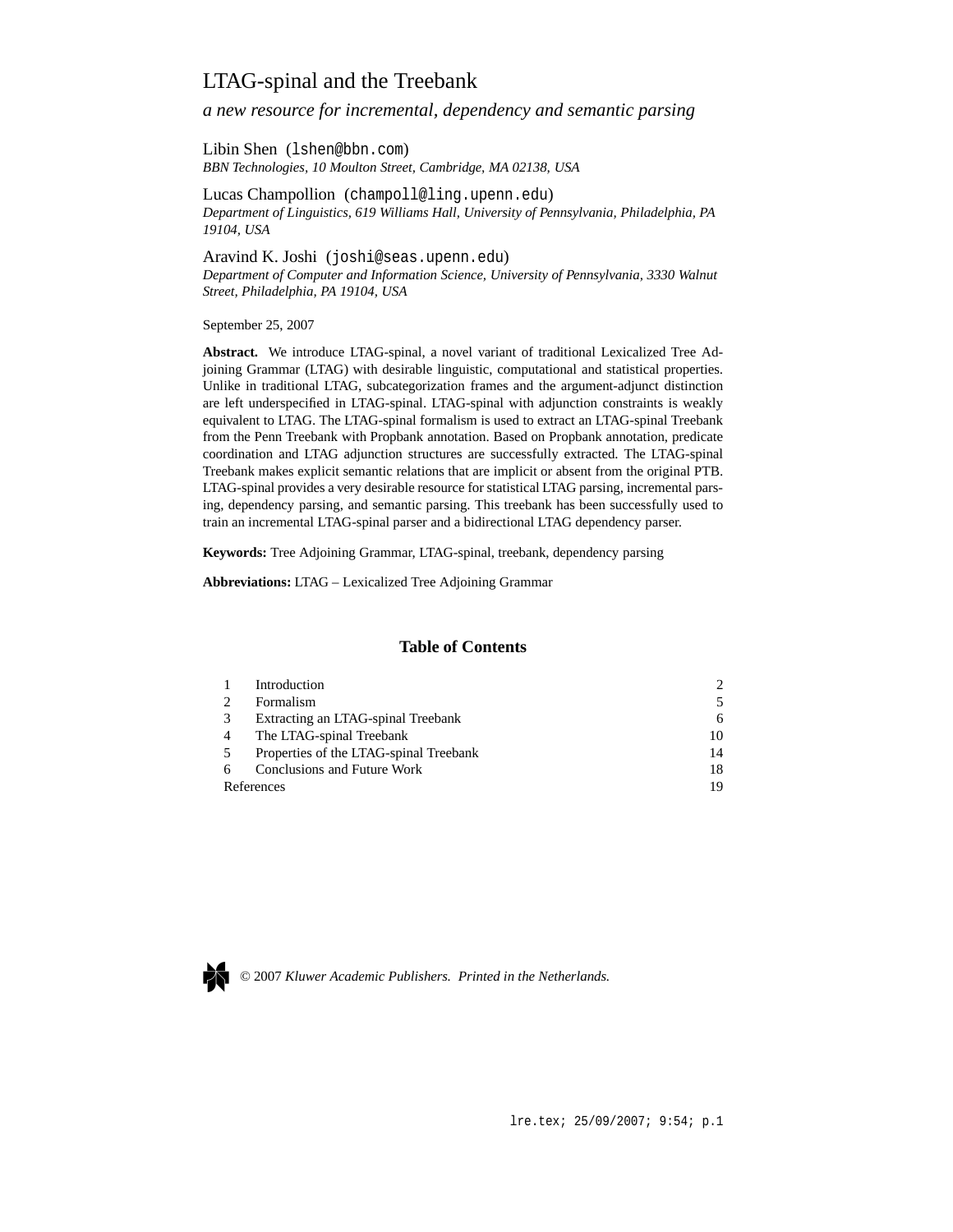# LTAG-spinal and the Treebank

*a new resource for incremental, dependency and semantic parsing*

Libin Shen (lshen@bbn.com)
*BBN Technologies, 10 Moulton Street, Cambridge, MA 02138, USA*

Lucas Champollion (champoll@ling.upenn.edu)
*Department of Linguistics, 619 Williams Hall, University of Pennsylvania, Philadelphia, PA 19104, USA*

Aravind K. Joshi (joshi@seas.upenn.edu)
*Department of Computer and Information Science, University of Pennsylvania, 3330 Walnut Street, Philadelphia, PA 19104, USA*

September 25, 2007

**Abstract.** We introduce LTAG-spinal, a novel variant of traditional Lexicalized Tree Adjoining Grammar (LTAG) with desirable linguistic, computational and statistical properties. Unlike in traditional LTAG, subcategorization frames and the argument-adjunct distinction are left underspecified in LTAG-spinal. LTAG-spinal with adjunction constraints is weakly equivalent to LTAG. The LTAG-spinal formalism is used to extract an LTAG-spinal Treebank from the Penn Treebank with Propbank annotation. Based on Propbank annotation, predicate coordination and LTAG adjunction structures are successfully extracted. The LTAG-spinal Treebank makes explicit semantic relations that are implicit or absent from the original PTB. LTAG-spinal provides a very desirable resource for statistical LTAG parsing, incremental parsing, dependency parsing, and semantic parsing. This treebank has been successfully used to train an incremental LTAG-spinal parser and a bidirectional LTAG dependency parser.

**Keywords:** Tree Adjoining Grammar, LTAG-spinal, treebank, dependency parsing

**Abbreviations:** LTAG – Lexicalized Tree Adjoining Grammar

## Table of Contents

| | | |
|---|---|---|
| 1 | Introduction | 2 |
| 2 | Formalism | 5 |
| 3 | Extracting an LTAG-spinal Treebank | 6 |
| 4 | The LTAG-spinal Treebank | 10 |
| 5 | Properties of the LTAG-spinal Treebank | 14 |
| 6 | Conclusions and Future Work | 18 |
| References | | 19 |

© 2007 *Kluwer Academic Publishers. Printed in the Netherlands.*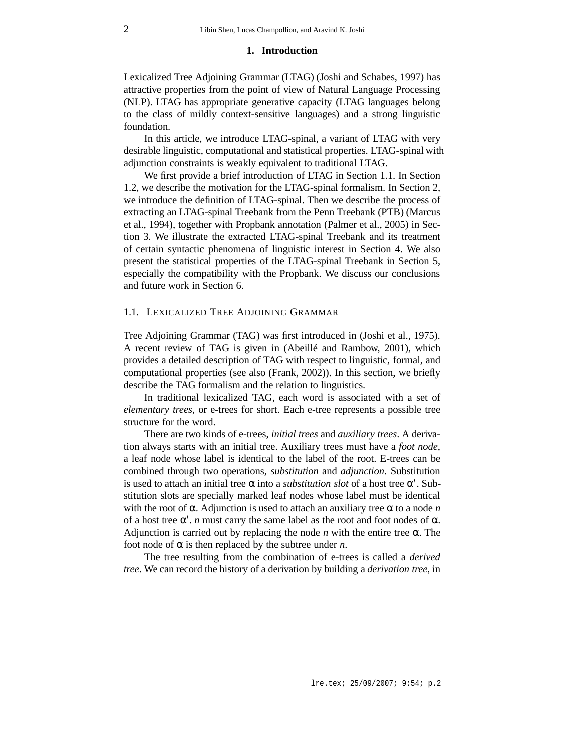# 1. Introduction

Lexicalized Tree Adjoining Grammar (LTAG) (Joshi and Schabes, 1997) has attractive properties from the point of view of Natural Language Processing (NLP). LTAG has appropriate generative capacity (LTAG languages belong to the class of mildly context-sensitive languages) and a strong linguistic foundation.

In this article, we introduce LTAG-spinal, a variant of LTAG with very desirable linguistic, computational and statistical properties. LTAG-spinal with adjunction constraints is weakly equivalent to traditional LTAG.

We first provide a brief introduction of LTAG in Section 1.1. In Section 1.2, we describe the motivation for the LTAG-spinal formalism. In Section 2, we introduce the definition of LTAG-spinal. Then we describe the process of extracting an LTAG-spinal Treebank from the Penn Treebank (PTB) (Marcus et al., 1994), together with Propbank annotation (Palmer et al., 2005) in Section 3. We illustrate the extracted LTAG-spinal Treebank and its treatment of certain syntactic phenomena of linguistic interest in Section 4. We also present the statistical properties of the LTAG-spinal Treebank in Section 5, especially the compatibility with the Propbank. We discuss our conclusions and future work in Section 6.

## 1.1. Lexicalized Tree Adjoining Grammar

Tree Adjoining Grammar (TAG) was first introduced in (Joshi et al., 1975). A recent review of TAG is given in (Abeillé and Rambow, 2001), which provides a detailed description of TAG with respect to linguistic, formal, and computational properties (see also (Frank, 2002)). In this section, we briefly describe the TAG formalism and the relation to linguistics.

In traditional lexicalized TAG, each word is associated with a set of *elementary trees*, or e-trees for short. Each e-tree represents a possible tree structure for the word.

There are two kinds of e-trees, *initial trees* and *auxiliary trees*. A derivation always starts with an initial tree. Auxiliary trees must have a *foot node*, a leaf node whose label is identical to the label of the root. E-trees can be combined through two operations, *substitution* and *adjunction*. Substitution is used to attach an initial tree $\alpha$ into a *substitution slot* of a host tree $\alpha'$. Substitution slots are specially marked leaf nodes whose label must be identical with the root of $\alpha$. Adjunction is used to attach an auxiliary tree $\alpha$ to a node $n$ of a host tree $\alpha'$. $n$ must carry the same label as the root and foot nodes of $\alpha$. Adjunction is carried out by replacing the node $n$ with the entire tree $\alpha$. The foot node of $\alpha$ is then replaced by the subtree under $n$.

The tree resulting from the combination of e-trees is called a *derived tree*. We can record the history of a derivation by building a *derivation tree*, in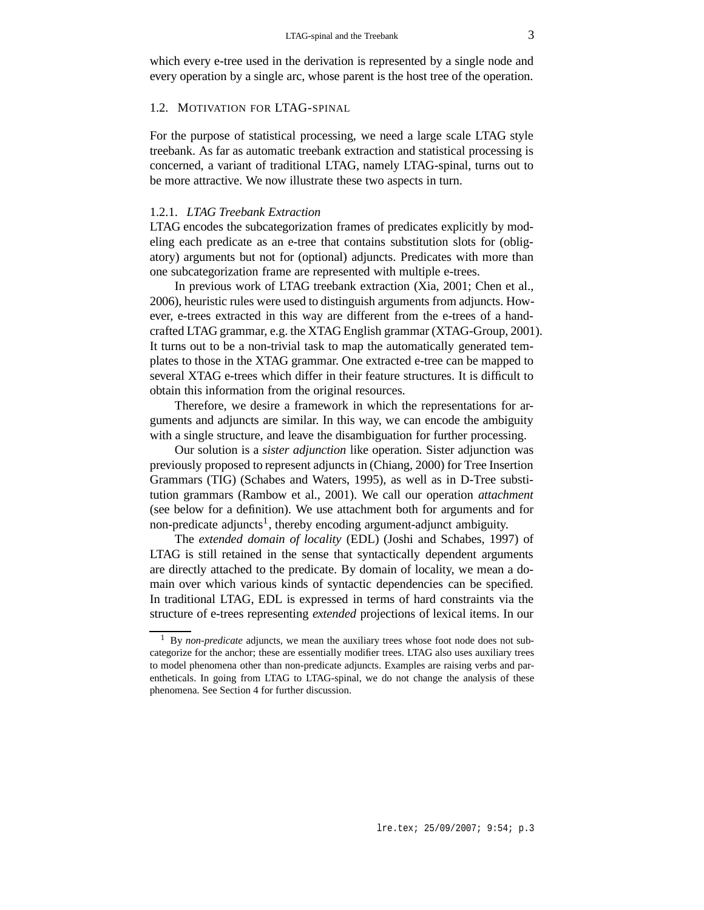which every e-tree used in the derivation is represented by a single node and every operation by a single arc, whose parent is the host tree of the operation.

## 1.2. Motivation for LTAG-spinal

For the purpose of statistical processing, we need a large scale LTAG style treebank. As far as automatic treebank extraction and statistical processing is concerned, a variant of traditional LTAG, namely LTAG-spinal, turns out to be more attractive. We now illustrate these two aspects in turn.

### 1.2.1. *LTAG Treebank Extraction*

LTAG encodes the subcategorization frames of predicates explicitly by modeling each predicate as an e-tree that contains substitution slots for (obligatory) arguments but not for (optional) adjuncts. Predicates with more than one subcategorization frame are represented with multiple e-trees.

In previous work of LTAG treebank extraction (Xia, 2001; Chen et al., 2006), heuristic rules were used to distinguish arguments from adjuncts. However, e-trees extracted in this way are different from the e-trees of a handcrafted LTAG grammar, e.g. the XTAG English grammar (XTAG-Group, 2001). It turns out to be a non-trivial task to map the automatically generated templates to those in the XTAG grammar. One extracted e-tree can be mapped to several XTAG e-trees which differ in their feature structures. It is difficult to obtain this information from the original resources.

Therefore, we desire a framework in which the representations for arguments and adjuncts are similar. In this way, we can encode the ambiguity with a single structure, and leave the disambiguation for further processing.

Our solution is a *sister adjunction* like operation. Sister adjunction was previously proposed to represent adjuncts in (Chiang, 2000) for Tree Insertion Grammars (TIG) (Schabes and Waters, 1995), as well as in D-Tree substitution grammars (Rambow et al., 2001). We call our operation *attachment* (see below for a definition). We use attachment both for arguments and for non-predicate adjuncts[1], thereby encoding argument-adjunct ambiguity.

The *extended domain of locality* (EDL) (Joshi and Schabes, 1997) of LTAG is still retained in the sense that syntactically dependent arguments are directly attached to the predicate. By domain of locality, we mean a domain over which various kinds of syntactic dependencies can be specified. In traditional LTAG, EDL is expressed in terms of hard constraints via the structure of e-trees representing *extended* projections of lexical items. In our

[1] By *non-predicate* adjuncts, we mean the auxiliary trees whose foot node does not subcategorize for the anchor; these are essentially modifier trees. LTAG also uses auxiliary trees to model phenomena other than non-predicate adjuncts. Examples are raising verbs and parentheticals. In going from LTAG to LTAG-spinal, we do not change the analysis of these phenomena. See Section 4 for further discussion.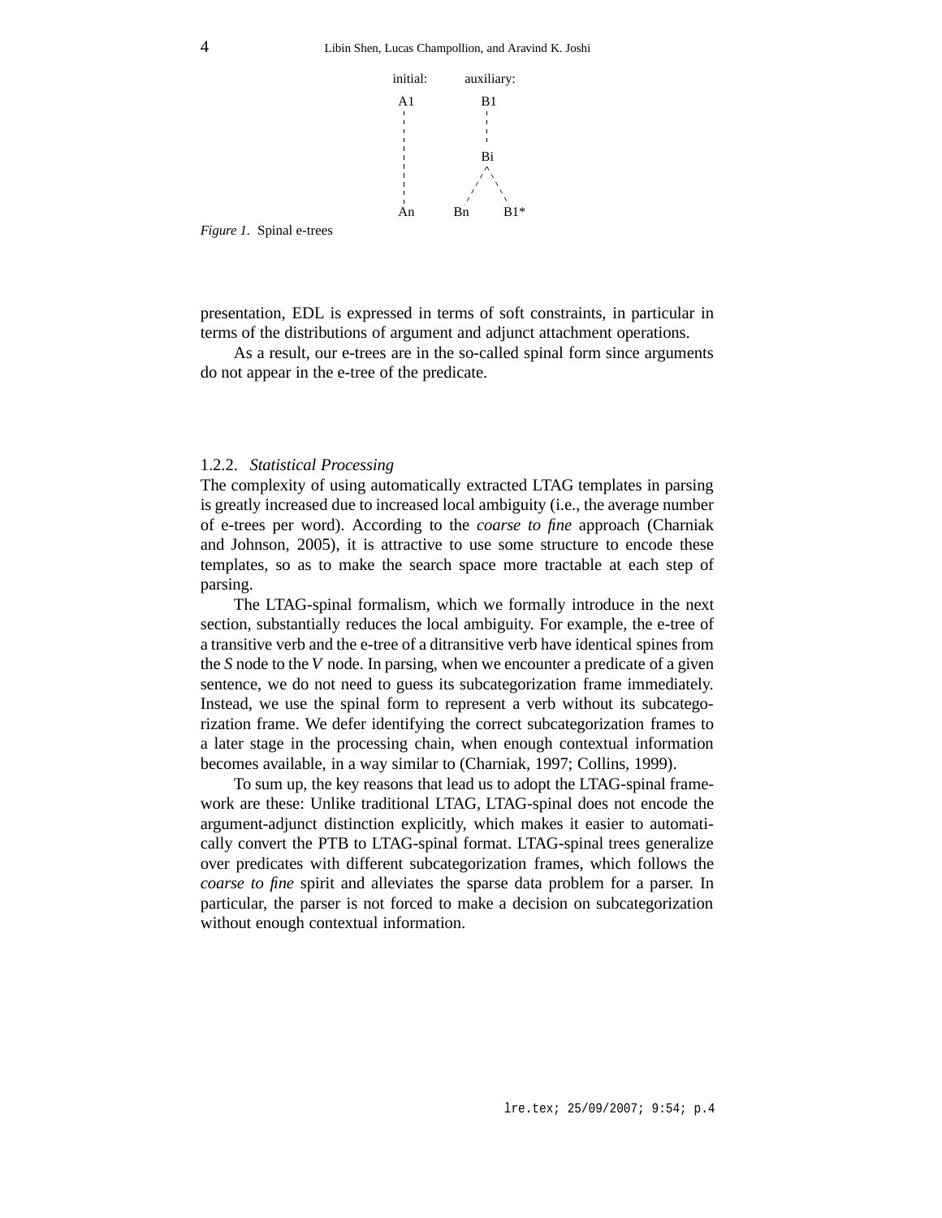initial: A1 … An

auxiliary: B1 … Bi, Bn, B1*

*Figure 1.* Spinal e-trees

presentation, EDL is expressed in terms of soft constraints, in particular in terms of the distributions of argument and adjunct attachment operations.

As a result, our e-trees are in the so-called spinal form since arguments do not appear in the e-tree of the predicate.

### 1.2.2. *Statistical Processing*

The complexity of using automatically extracted LTAG templates in parsing is greatly increased due to increased local ambiguity (i.e., the average number of e-trees per word). According to the *coarse to fine* approach (Charniak and Johnson, 2005), it is attractive to use some structure to encode these templates, so as to make the search space more tractable at each step of parsing.

The LTAG-spinal formalism, which we formally introduce in the next section, substantially reduces the local ambiguity. For example, the e-tree of a transitive verb and the e-tree of a ditransitive verb have identical spines from the *S* node to the *V* node. In parsing, when we encounter a predicate of a given sentence, we do not need to guess its subcategorization frame immediately. Instead, we use the spinal form to represent a verb without its subcategorization frame. We defer identifying the correct subcategorization frames to a later stage in the processing chain, when enough contextual information becomes available, in a way similar to (Charniak, 1997; Collins, 1999).

To sum up, the key reasons that lead us to adopt the LTAG-spinal framework are these: Unlike traditional LTAG, LTAG-spinal does not encode the argument-adjunct distinction explicitly, which makes it easier to automatically convert the PTB to LTAG-spinal format. LTAG-spinal trees generalize over predicates with different subcategorization frames, which follows the *coarse to fine* spirit and alleviates the sparse data problem for a parser. In particular, the parser is not forced to make a decision on subcategorization without enough contextual information.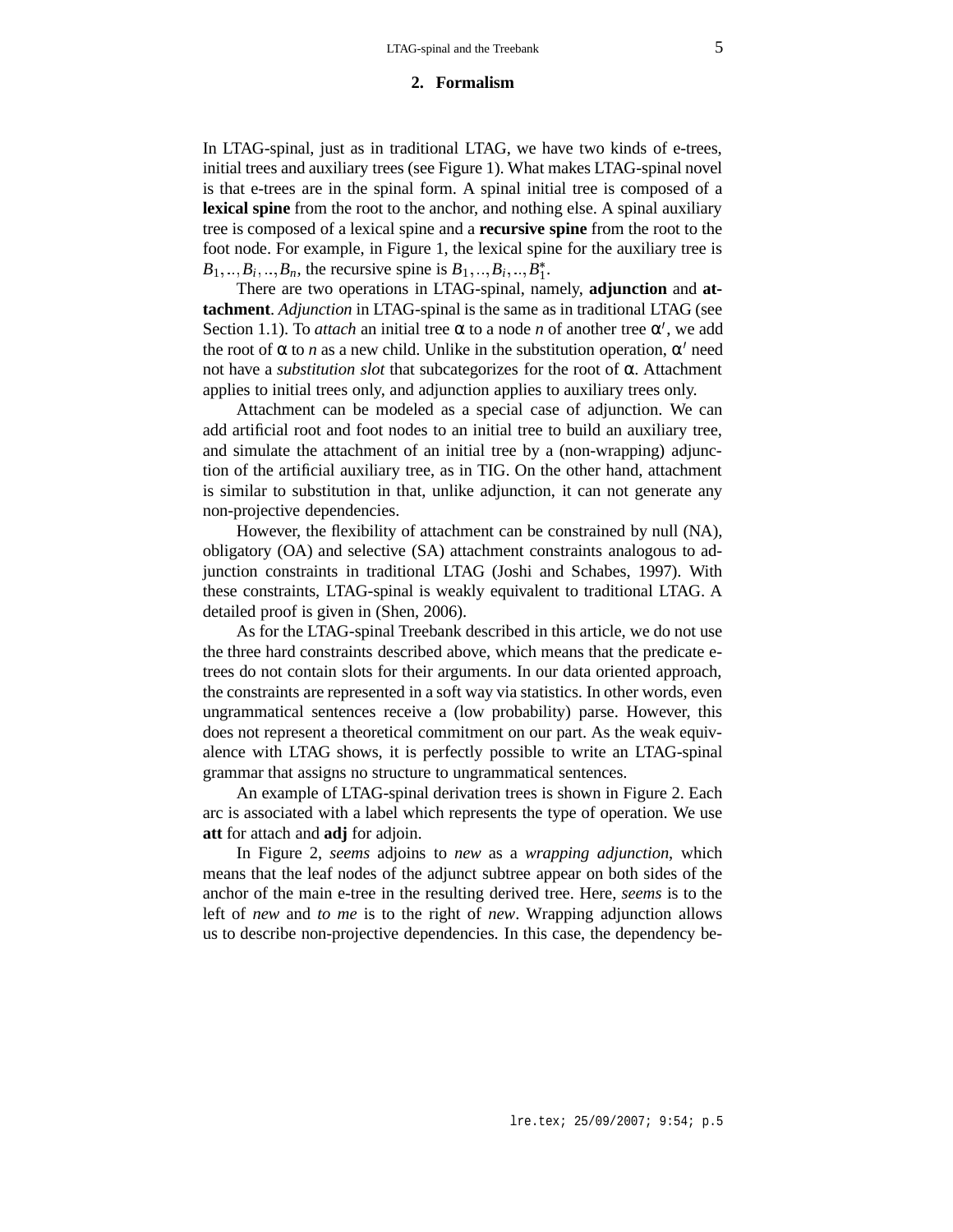## 2. Formalism

In LTAG-spinal, just as in traditional LTAG, we have two kinds of e-trees, initial trees and auxiliary trees (see Figure 1). What makes LTAG-spinal novel is that e-trees are in the spinal form. A spinal initial tree is composed of a **lexical spine** from the root to the anchor, and nothing else. A spinal auxiliary tree is composed of a lexical spine and a **recursive spine** from the root to the foot node. For example, in Figure 1, the lexical spine for the auxiliary tree is $B_1,..,B_i,..,B_n$, the recursive spine is $B_1,..,B_i,..,B_1^*$.

There are two operations in LTAG-spinal, namely, **adjunction** and **attachment**. *Adjunction* in LTAG-spinal is the same as in traditional LTAG (see Section 1.1). To *attach* an initial tree $\alpha$ to a node $n$ of another tree $\alpha'$, we add the root of $\alpha$ to $n$ as a new child. Unlike in the substitution operation, $\alpha'$ need not have a *substitution slot* that subcategorizes for the root of $\alpha$. Attachment applies to initial trees only, and adjunction applies to auxiliary trees only.

Attachment can be modeled as a special case of adjunction. We can add artificial root and foot nodes to an initial tree to build an auxiliary tree, and simulate the attachment of an initial tree by a (non-wrapping) adjunction of the artificial auxiliary tree, as in TIG. On the other hand, attachment is similar to substitution in that, unlike adjunction, it can not generate any non-projective dependencies.

However, the flexibility of attachment can be constrained by null (NA), obligatory (OA) and selective (SA) attachment constraints analogous to adjunction constraints in traditional LTAG (Joshi and Schabes, 1997). With these constraints, LTAG-spinal is weakly equivalent to traditional LTAG. A detailed proof is given in (Shen, 2006).

As for the LTAG-spinal Treebank described in this article, we do not use the three hard constraints described above, which means that the predicate e-trees do not contain slots for their arguments. In our data oriented approach, the constraints are represented in a soft way via statistics. In other words, even ungrammatical sentences receive a (low probability) parse. However, this does not represent a theoretical commitment on our part. As the weak equivalence with LTAG shows, it is perfectly possible to write an LTAG-spinal grammar that assigns no structure to ungrammatical sentences.

An example of LTAG-spinal derivation trees is shown in Figure 2. Each arc is associated with a label which represents the type of operation. We use **att** for attach and **adj** for adjoin.

In Figure 2, *seems* adjoins to *new* as a *wrapping adjunction*, which means that the leaf nodes of the adjunct subtree appear on both sides of the anchor of the main e-tree in the resulting derived tree. Here, *seems* is to the left of *new* and *to me* is to the right of *new*. Wrapping adjunction allows us to describe non-projective dependencies. In this case, the dependency be-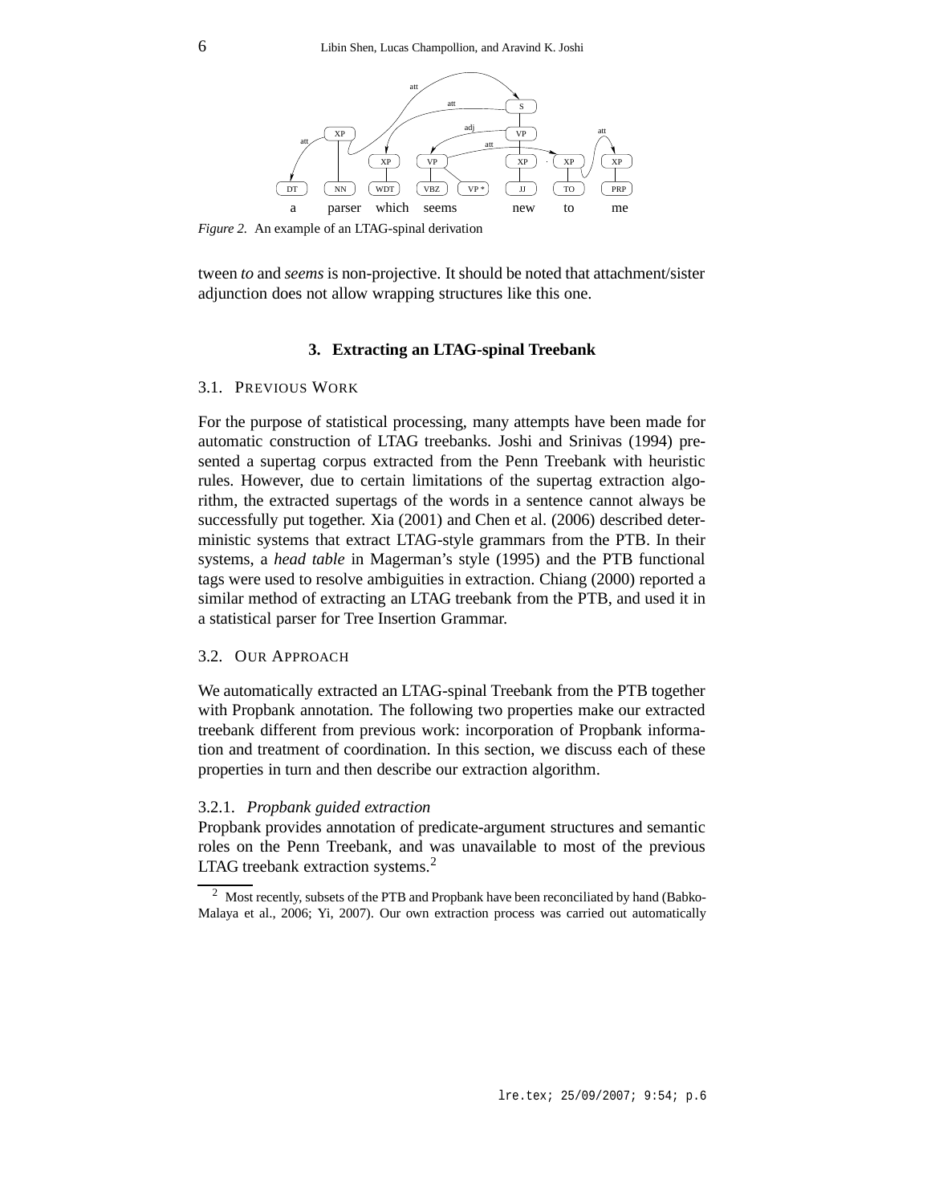*Figure 2.* An example of an LTAG-spinal derivation

tween *to* and *seems* is non-projective. It should be noted that attachment/sister adjunction does not allow wrapping structures like this one.

## 3. Extracting an LTAG-spinal Treebank

### 3.1. Previous Work

For the purpose of statistical processing, many attempts have been made for automatic construction of LTAG treebanks. Joshi and Srinivas (1994) presented a supertag corpus extracted from the Penn Treebank with heuristic rules. However, due to certain limitations of the supertag extraction algorithm, the extracted supertags of the words in a sentence cannot always be successfully put together. Xia (2001) and Chen et al. (2006) described deterministic systems that extract LTAG-style grammars from the PTB. In their systems, a *head table* in Magerman's style (1995) and the PTB functional tags were used to resolve ambiguities in extraction. Chiang (2000) reported a similar method of extracting an LTAG treebank from the PTB, and used it in a statistical parser for Tree Insertion Grammar.

### 3.2. Our Approach

We automatically extracted an LTAG-spinal Treebank from the PTB together with Propbank annotation. The following two properties make our extracted treebank different from previous work: incorporation of Propbank information and treatment of coordination. In this section, we discuss each of these properties in turn and then describe our extraction algorithm.

#### 3.2.1. *Propbank guided extraction*

Propbank provides annotation of predicate-argument structures and semantic roles on the Penn Treebank, and was unavailable to most of the previous LTAG treebank extraction systems.[2]

[2] Most recently, subsets of the PTB and Propbank have been reconciliated by hand (Babko-Malaya et al., 2006; Yi, 2007). Our own extraction process was carried out automatically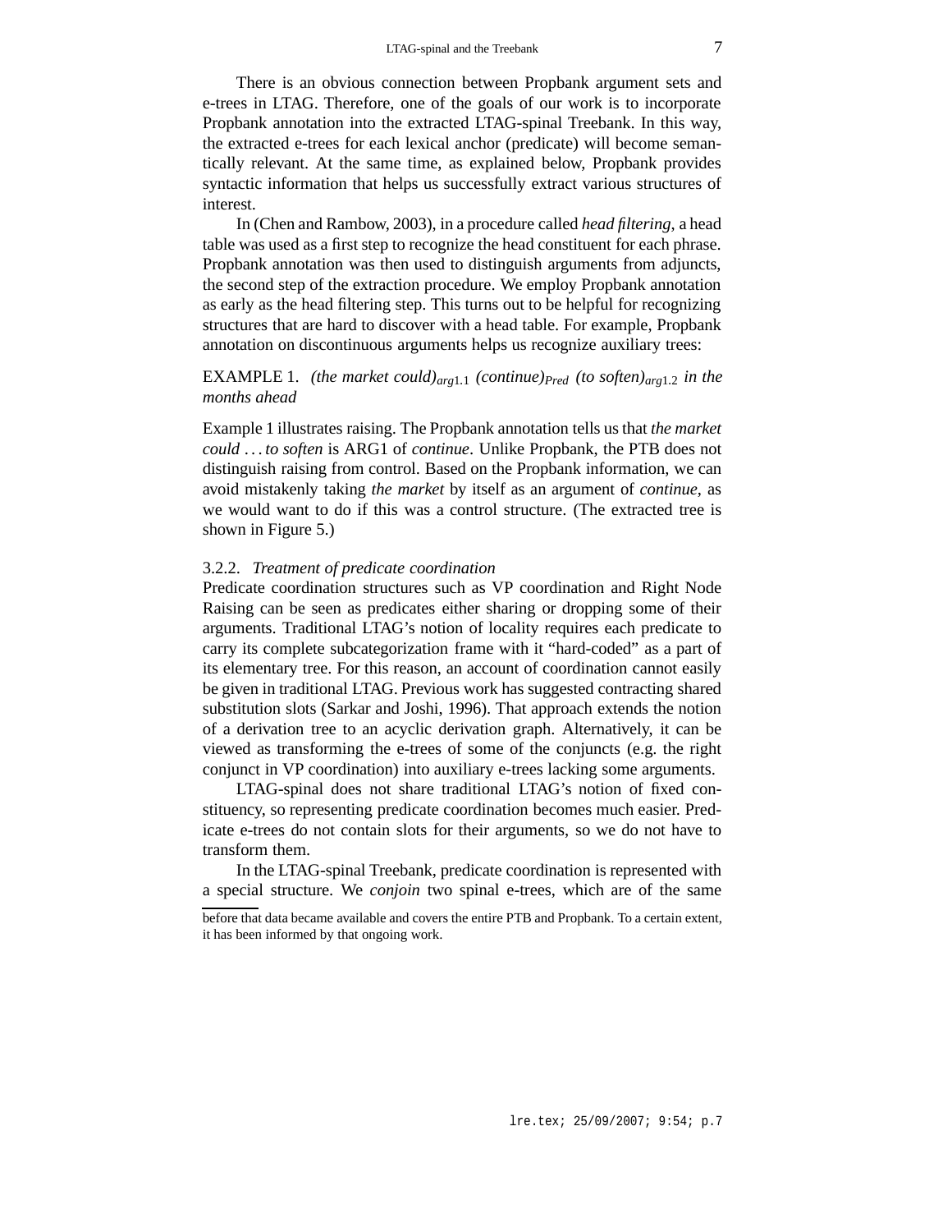There is an obvious connection between Propbank argument sets and e-trees in LTAG. Therefore, one of the goals of our work is to incorporate Propbank annotation into the extracted LTAG-spinal Treebank. In this way, the extracted e-trees for each lexical anchor (predicate) will become semantically relevant. At the same time, as explained below, Propbank provides syntactic information that helps us successfully extract various structures of interest.

In (Chen and Rambow, 2003), in a procedure called *head filtering*, a head table was used as a first step to recognize the head constituent for each phrase. Propbank annotation was then used to distinguish arguments from adjuncts, the second step of the extraction procedure. We employ Propbank annotation as early as the head filtering step. This turns out to be helpful for recognizing structures that are hard to discover with a head table. For example, Propbank annotation on discontinuous arguments helps us recognize auxiliary trees:

EXAMPLE 1. *(the market could)$_{arg1.1}$ (continue)$_{Pred}$ (to soften)$_{arg1.2}$ in the months ahead*

Example 1 illustrates raising. The Propbank annotation tells us that *the market could ... to soften* is ARG1 of *continue*. Unlike Propbank, the PTB does not distinguish raising from control. Based on the Propbank information, we can avoid mistakenly taking *the market* by itself as an argument of *continue*, as we would want to do if this was a control structure. (The extracted tree is shown in Figure 5.)

#### 3.2.2. *Treatment of predicate coordination*

Predicate coordination structures such as VP coordination and Right Node Raising can be seen as predicates either sharing or dropping some of their arguments. Traditional LTAG's notion of locality requires each predicate to carry its complete subcategorization frame with it "hard-coded" as a part of its elementary tree. For this reason, an account of coordination cannot easily be given in traditional LTAG. Previous work has suggested contracting shared substitution slots (Sarkar and Joshi, 1996). That approach extends the notion of a derivation tree to an acyclic derivation graph. Alternatively, it can be viewed as transforming the e-trees of some of the conjuncts (e.g. the right conjunct in VP coordination) into auxiliary e-trees lacking some arguments.

LTAG-spinal does not share traditional LTAG's notion of fixed constituency, so representing predicate coordination becomes much easier. Predicate e-trees do not contain slots for their arguments, so we do not have to transform them.

In the LTAG-spinal Treebank, predicate coordination is represented with a special structure. We *conjoin* two spinal e-trees, which are of the same

before that data became available and covers the entire PTB and Propbank. To a certain extent, it has been informed by that ongoing work.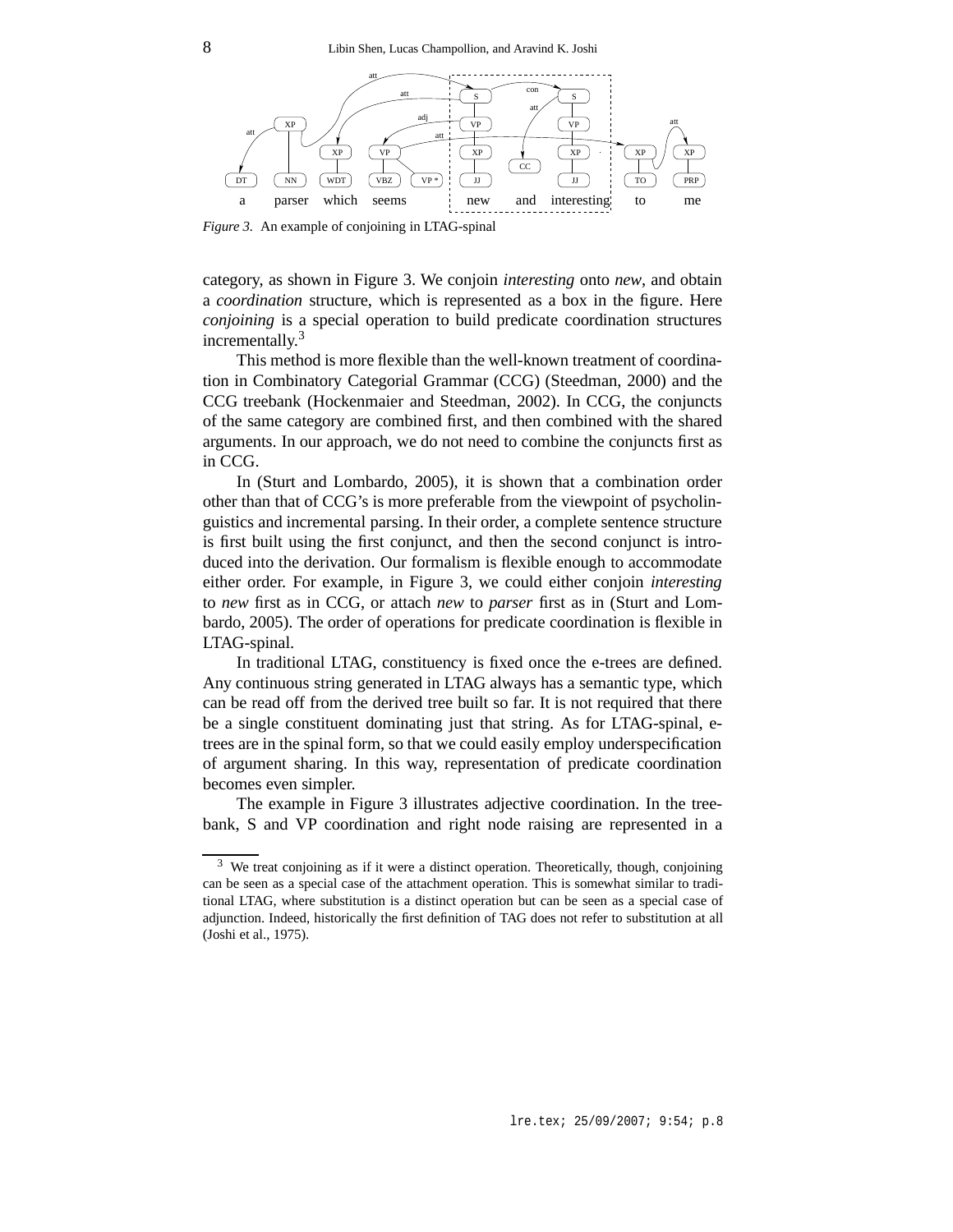*Figure 3.* An example of conjoining in LTAG-spinal

category, as shown in Figure 3. We conjoin *interesting* onto *new*, and obtain a *coordination* structure, which is represented as a box in the figure. Here *conjoining* is a special operation to build predicate coordination structures incrementally.[3]

This method is more flexible than the well-known treatment of coordination in Combinatory Categorial Grammar (CCG) (Steedman, 2000) and the CCG treebank (Hockenmaier and Steedman, 2002). In CCG, the conjuncts of the same category are combined first, and then combined with the shared arguments. In our approach, we do not need to combine the conjuncts first as in CCG.

In (Sturt and Lombardo, 2005), it is shown that a combination order other than that of CCG's is more preferable from the viewpoint of psycholinguistics and incremental parsing. In their order, a complete sentence structure is first built using the first conjunct, and then the second conjunct is introduced into the derivation. Our formalism is flexible enough to accommodate either order. For example, in Figure 3, we could either conjoin *interesting* to *new* first as in CCG, or attach *new* to *parser* first as in (Sturt and Lombardo, 2005). The order of operations for predicate coordination is flexible in LTAG-spinal.

In traditional LTAG, constituency is fixed once the e-trees are defined. Any continuous string generated in LTAG always has a semantic type, which can be read off from the derived tree built so far. It is not required that there be a single constituent dominating just that string. As for LTAG-spinal, e-trees are in the spinal form, so that we could easily employ underspecification of argument sharing. In this way, representation of predicate coordination becomes even simpler.

The example in Figure 3 illustrates adjective coordination. In the treebank, S and VP coordination and right node raising are represented in a

---

[3] We treat conjoining as if it were a distinct operation. Theoretically, though, conjoining can be seen as a special case of the attachment operation. This is somewhat similar to traditional LTAG, where substitution is a distinct operation but can be seen as a special case of adjunction. Indeed, historically the first definition of TAG does not refer to substitution at all (Joshi et al., 1975).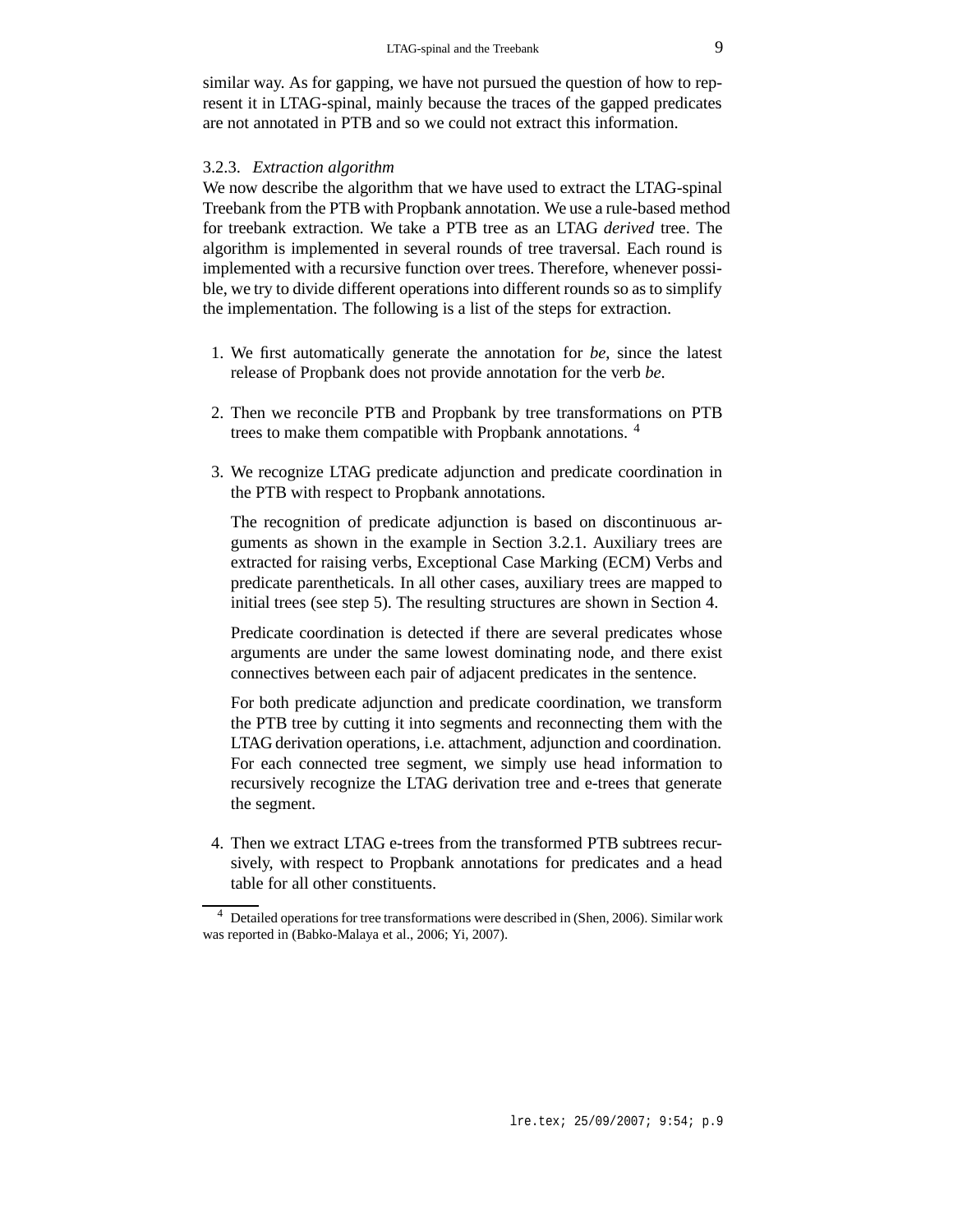similar way. As for gapping, we have not pursued the question of how to represent it in LTAG-spinal, mainly because the traces of the gapped predicates are not annotated in PTB and so we could not extract this information.

### 3.2.3. *Extraction algorithm*

We now describe the algorithm that we have used to extract the LTAG-spinal Treebank from the PTB with Propbank annotation. We use a rule-based method for treebank extraction. We take a PTB tree as an LTAG *derived* tree. The algorithm is implemented in several rounds of tree traversal. Each round is implemented with a recursive function over trees. Therefore, whenever possible, we try to divide different operations into different rounds so as to simplify the implementation. The following is a list of the steps for extraction.

1. We first automatically generate the annotation for *be*, since the latest release of Propbank does not provide annotation for the verb *be*.

2. Then we reconcile PTB and Propbank by tree transformations on PTB trees to make them compatible with Propbank annotations. [4]

3. We recognize LTAG predicate adjunction and predicate coordination in the PTB with respect to Propbank annotations.

   The recognition of predicate adjunction is based on discontinuous arguments as shown in the example in Section 3.2.1. Auxiliary trees are extracted for raising verbs, Exceptional Case Marking (ECM) Verbs and predicate parentheticals. In all other cases, auxiliary trees are mapped to initial trees (see step 5). The resulting structures are shown in Section 4.

   Predicate coordination is detected if there are several predicates whose arguments are under the same lowest dominating node, and there exist connectives between each pair of adjacent predicates in the sentence.

   For both predicate adjunction and predicate coordination, we transform the PTB tree by cutting it into segments and reconnecting them with the LTAG derivation operations, i.e. attachment, adjunction and coordination. For each connected tree segment, we simply use head information to recursively recognize the LTAG derivation tree and e-trees that generate the segment.

4. Then we extract LTAG e-trees from the transformed PTB subtrees recursively, with respect to Propbank annotations for predicates and a head table for all other constituents.

---

[4] Detailed operations for tree transformations were described in (Shen, 2006). Similar work was reported in (Babko-Malaya et al., 2006; Yi, 2007).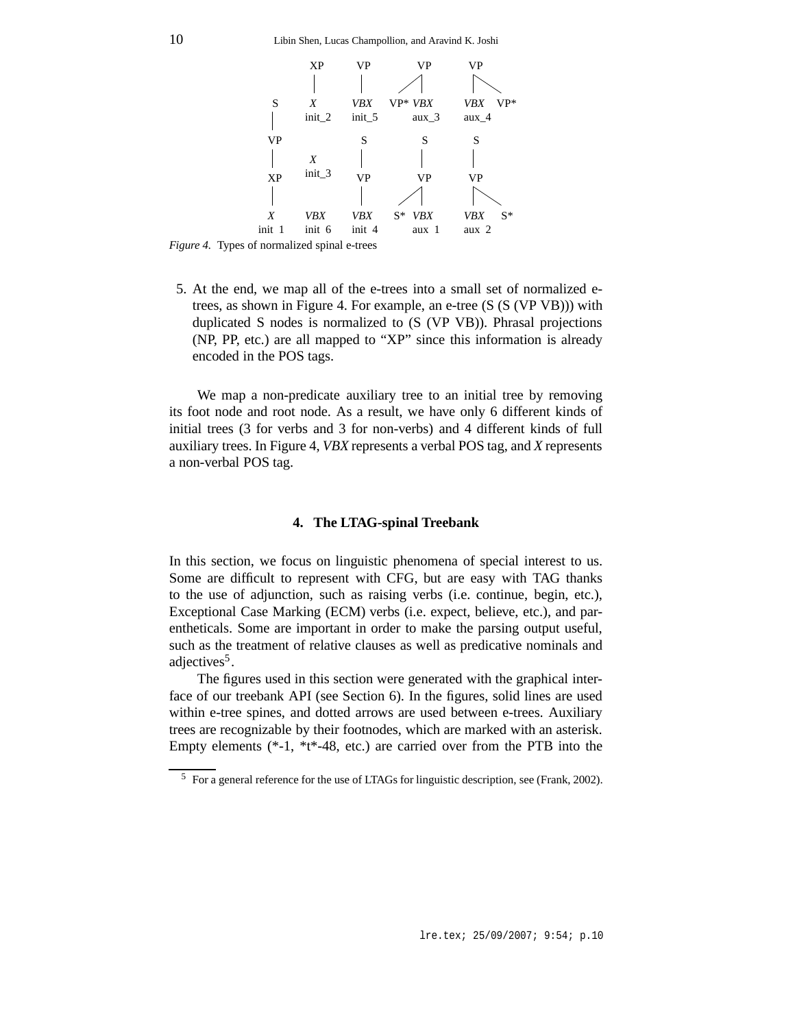*Figure 4.* Types of normalized spinal e-trees

5. At the end, we map all of the e-trees into a small set of normalized e-trees, as shown in Figure 4. For example, an e-tree (S (S (VP VB))) with duplicated S nodes is normalized to (S (VP VB)). Phrasal projections (NP, PP, etc.) are all mapped to "XP" since this information is already encoded in the POS tags.

We map a non-predicate auxiliary tree to an initial tree by removing its foot node and root node. As a result, we have only 6 different kinds of initial trees (3 for verbs and 3 for non-verbs) and 4 different kinds of full auxiliary trees. In Figure 4, *VBX* represents a verbal POS tag, and *X* represents a non-verbal POS tag.

## 4. The LTAG-spinal Treebank

In this section, we focus on linguistic phenomena of special interest to us. Some are difficult to represent with CFG, but are easy with TAG thanks to the use of adjunction, such as raising verbs (i.e. continue, begin, etc.), Exceptional Case Marking (ECM) verbs (i.e. expect, believe, etc.), and parentheticals. Some are important in order to make the parsing output useful, such as the treatment of relative clauses as well as predicative nominals and adjectives[5].

The figures used in this section were generated with the graphical interface of our treebank API (see Section 6). In the figures, solid lines are used within e-tree spines, and dotted arrows are used between e-trees. Auxiliary trees are recognizable by their footnodes, which are marked with an asterisk. Empty elements (*-1, *t*-48, etc.) are carried over from the PTB into the

[5] For a general reference for the use of LTAGs for linguistic description, see (Frank, 2002).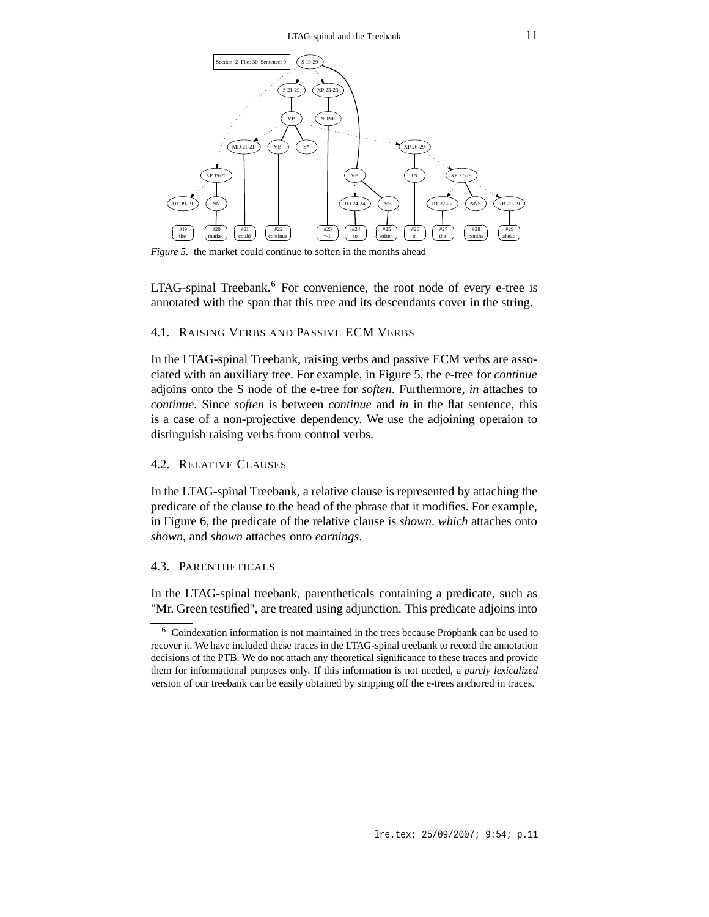*Figure 5.* the market could continue to soften in the months ahead

LTAG-spinal Treebank.[6] For convenience, the root node of every e-tree is annotated with the span that this tree and its descendants cover in the string.

### 4.1. Raising Verbs and Passive ECM Verbs

In the LTAG-spinal Treebank, raising verbs and passive ECM verbs are associated with an auxiliary tree. For example, in Figure 5, the e-tree for *continue* adjoins onto the S node of the e-tree for *soften*. Furthermore, *in* attaches to *continue*. Since *soften* is between *continue* and *in* in the flat sentence, this is a case of a non-projective dependency. We use the adjoining operaion to distinguish raising verbs from control verbs.

### 4.2. Relative Clauses

In the LTAG-spinal Treebank, a relative clause is represented by attaching the predicate of the clause to the head of the phrase that it modifies. For example, in Figure 6, the predicate of the relative clause is *shown*. *which* attaches onto *shown*, and *shown* attaches onto *earnings*.

### 4.3. Parentheticals

In the LTAG-spinal treebank, parentheticals containing a predicate, such as "Mr. Green testified", are treated using adjunction. This predicate adjoins into

[6] Coindexation information is not maintained in the trees because Propbank can be used to recover it. We have included these traces in the LTAG-spinal treebank to record the annotation decisions of the PTB. We do not attach any theoretical significance to these traces and provide them for informational purposes only. If this information is not needed, a *purely lexicalized* version of our treebank can be easily obtained by stripping off the e-trees anchored in traces.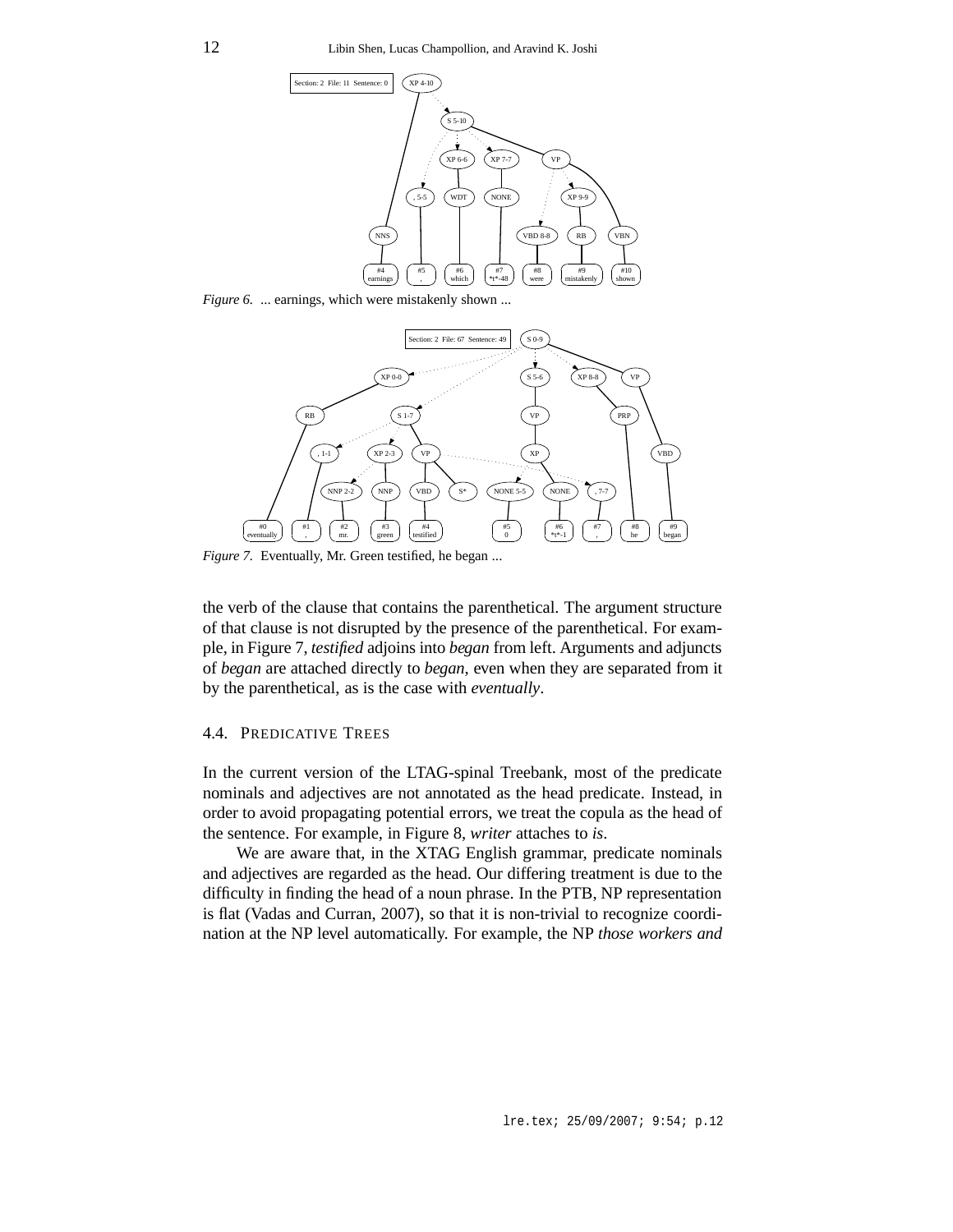*Figure 6.* ... earnings, which were mistakenly shown ...

*Figure 7.* Eventually, Mr. Green testified, he began ...

the verb of the clause that contains the parenthetical. The argument structure of that clause is not disrupted by the presence of the parenthetical. For example, in Figure 7, *testified* adjoins into *began* from left. Arguments and adjuncts of *began* are attached directly to *began*, even when they are separated from it by the parenthetical, as is the case with *eventually*.

### 4.4. Predicative Trees

In the current version of the LTAG-spinal Treebank, most of the predicate nominals and adjectives are not annotated as the head predicate. Instead, in order to avoid propagating potential errors, we treat the copula as the head of the sentence. For example, in Figure 8, *writer* attaches to *is*.

We are aware that, in the XTAG English grammar, predicate nominals and adjectives are regarded as the head. Our differing treatment is due to the difficulty in finding the head of a noun phrase. In the PTB, NP representation is flat (Vadas and Curran, 2007), so that it is non-trivial to recognize coordination at the NP level automatically. For example, the NP *those workers and*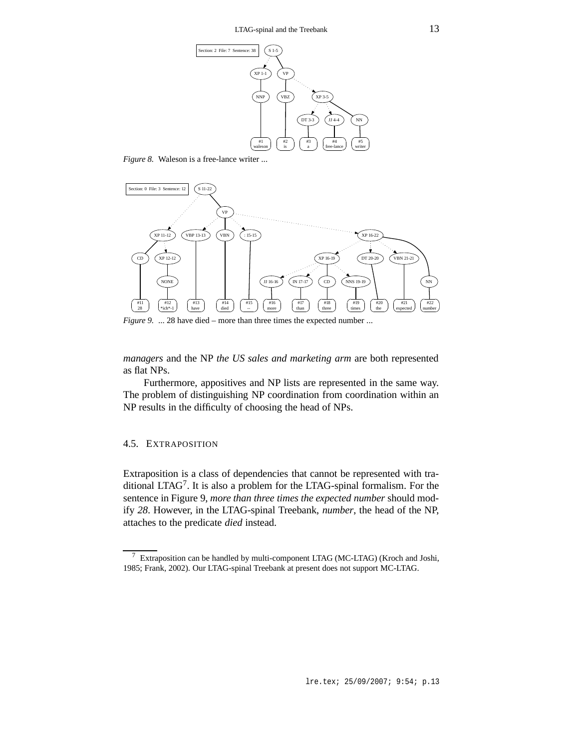*Figure 8.* Waleson is a free-lance writer ...

*Figure 9.* ... 28 have died – more than three times the expected number ...

*managers* and the NP *the US sales and marketing arm* are both represented as flat NPs.

Furthermore, appositives and NP lists are represented in the same way. The problem of distinguishing NP coordination from coordination within an NP results in the difficulty of choosing the head of NPs.

### 4.5. EXTRAPOSITION

Extraposition is a class of dependencies that cannot be represented with traditional LTAG[7]. It is also a problem for the LTAG-spinal formalism. For the sentence in Figure 9, *more than three times the expected number* should modify *28*. However, in the LTAG-spinal Treebank, *number*, the head of the NP, attaches to the predicate *died* instead.

---

[7] Extraposition can be handled by multi-component LTAG (MC-LTAG) (Kroch and Joshi, 1985; Frank, 2002). Our LTAG-spinal Treebank at present does not support MC-LTAG.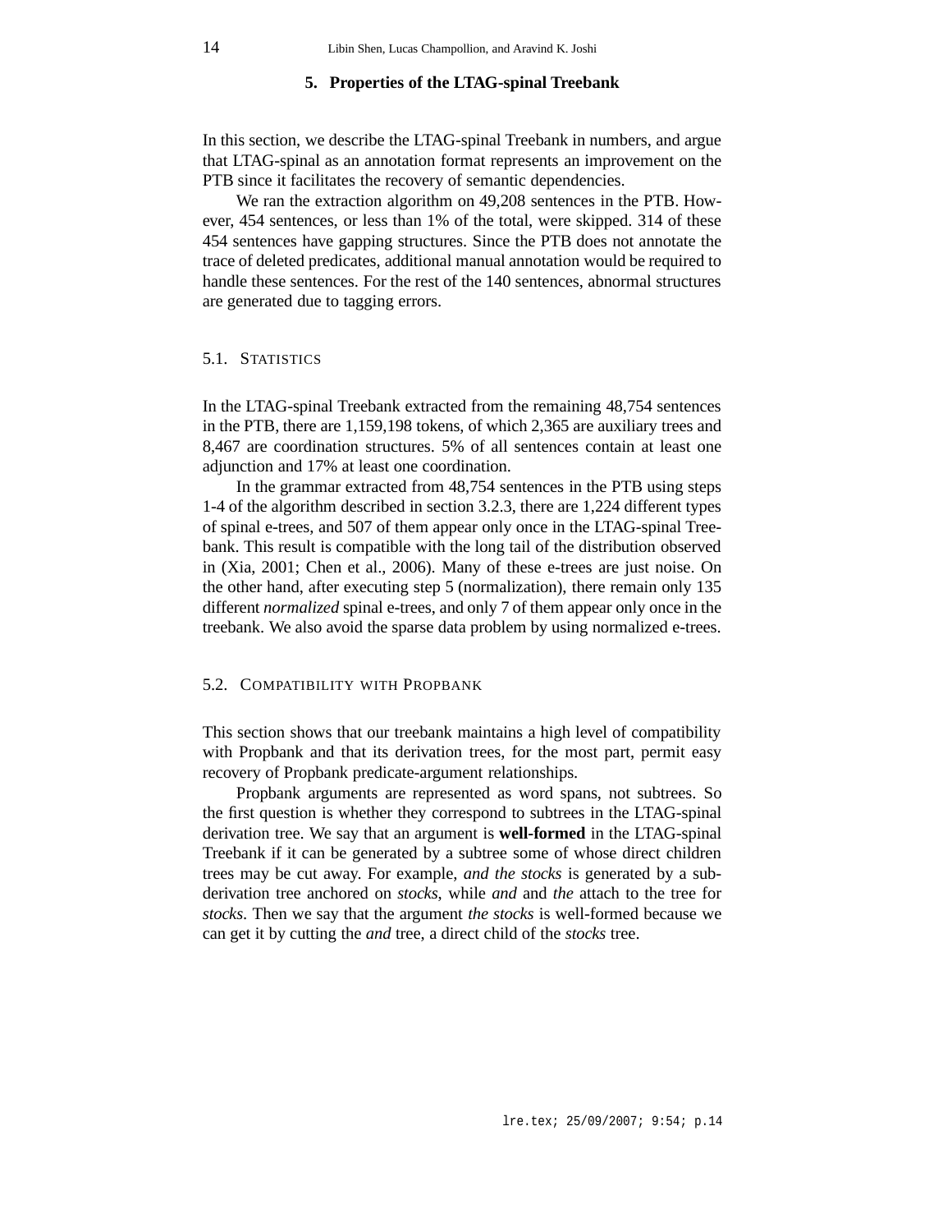## 5. Properties of the LTAG-spinal Treebank

In this section, we describe the LTAG-spinal Treebank in numbers, and argue that LTAG-spinal as an annotation format represents an improvement on the PTB since it facilitates the recovery of semantic dependencies.

We ran the extraction algorithm on 49,208 sentences in the PTB. However, 454 sentences, or less than 1% of the total, were skipped. 314 of these 454 sentences have gapping structures. Since the PTB does not annotate the trace of deleted predicates, additional manual annotation would be required to handle these sentences. For the rest of the 140 sentences, abnormal structures are generated due to tagging errors.

### 5.1. Statistics

In the LTAG-spinal Treebank extracted from the remaining 48,754 sentences in the PTB, there are 1,159,198 tokens, of which 2,365 are auxiliary trees and 8,467 are coordination structures. 5% of all sentences contain at least one adjunction and 17% at least one coordination.

In the grammar extracted from 48,754 sentences in the PTB using steps 1-4 of the algorithm described in section 3.2.3, there are 1,224 different types of spinal e-trees, and 507 of them appear only once in the LTAG-spinal Treebank. This result is compatible with the long tail of the distribution observed in (Xia, 2001; Chen et al., 2006). Many of these e-trees are just noise. On the other hand, after executing step 5 (normalization), there remain only 135 different *normalized* spinal e-trees, and only 7 of them appear only once in the treebank. We also avoid the sparse data problem by using normalized e-trees.

### 5.2. Compatibility with Propbank

This section shows that our treebank maintains a high level of compatibility with Propbank and that its derivation trees, for the most part, permit easy recovery of Propbank predicate-argument relationships.

Propbank arguments are represented as word spans, not subtrees. So the first question is whether they correspond to subtrees in the LTAG-spinal derivation tree. We say that an argument is **well-formed** in the LTAG-spinal Treebank if it can be generated by a subtree some of whose direct children trees may be cut away. For example, *and the stocks* is generated by a sub-derivation tree anchored on *stocks*, while *and* and *the* attach to the tree for *stocks*. Then we say that the argument *the stocks* is well-formed because we can get it by cutting the *and* tree, a direct child of the *stocks* tree.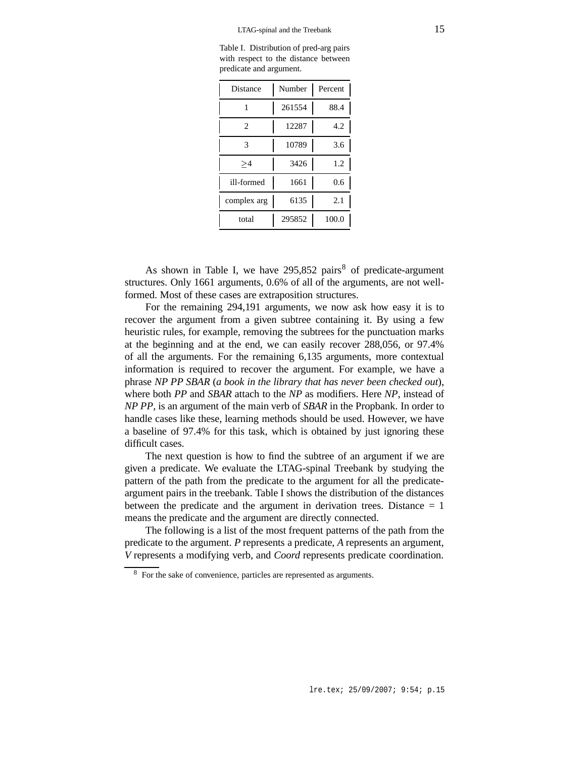Table I. Distribution of pred-arg pairs with respect to the distance between predicate and argument.

| Distance | Number | Percent |
|---|---|---|
| 1 | 261554 | 88.4 |
| 2 | 12287 | 4.2 |
| 3 | 10789 | 3.6 |
| $\geq$4 | 3426 | 1.2 |
| ill-formed | 1661 | 0.6 |
| complex arg | 6135 | 2.1 |
| total | 295852 | 100.0 |

As shown in Table I, we have 295,852 pairs[8] of predicate-argument structures. Only 1661 arguments, 0.6% of all of the arguments, are not well-formed. Most of these cases are extraposition structures.

For the remaining 294,191 arguments, we now ask how easy it is to recover the argument from a given subtree containing it. By using a few heuristic rules, for example, removing the subtrees for the punctuation marks at the beginning and at the end, we can easily recover 288,056, or 97.4% of all the arguments. For the remaining 6,135 arguments, more contextual information is required to recover the argument. For example, we have a phrase *NP PP SBAR* (*a book in the library that has never been checked out*), where both *PP* and *SBAR* attach to the *NP* as modifiers. Here *NP*, instead of *NP PP*, is an argument of the main verb of *SBAR* in the Propbank. In order to handle cases like these, learning methods should be used. However, we have a baseline of 97.4% for this task, which is obtained by just ignoring these difficult cases.

The next question is how to find the subtree of an argument if we are given a predicate. We evaluate the LTAG-spinal Treebank by studying the pattern of the path from the predicate to the argument for all the predicate-argument pairs in the treebank. Table I shows the distribution of the distances between the predicate and the argument in derivation trees. Distance = 1 means the predicate and the argument are directly connected.

The following is a list of the most frequent patterns of the path from the predicate to the argument. *P* represents a predicate, *A* represents an argument, *V* represents a modifying verb, and *Coord* represents predicate coordination.

[8] For the sake of convenience, particles are represented as arguments.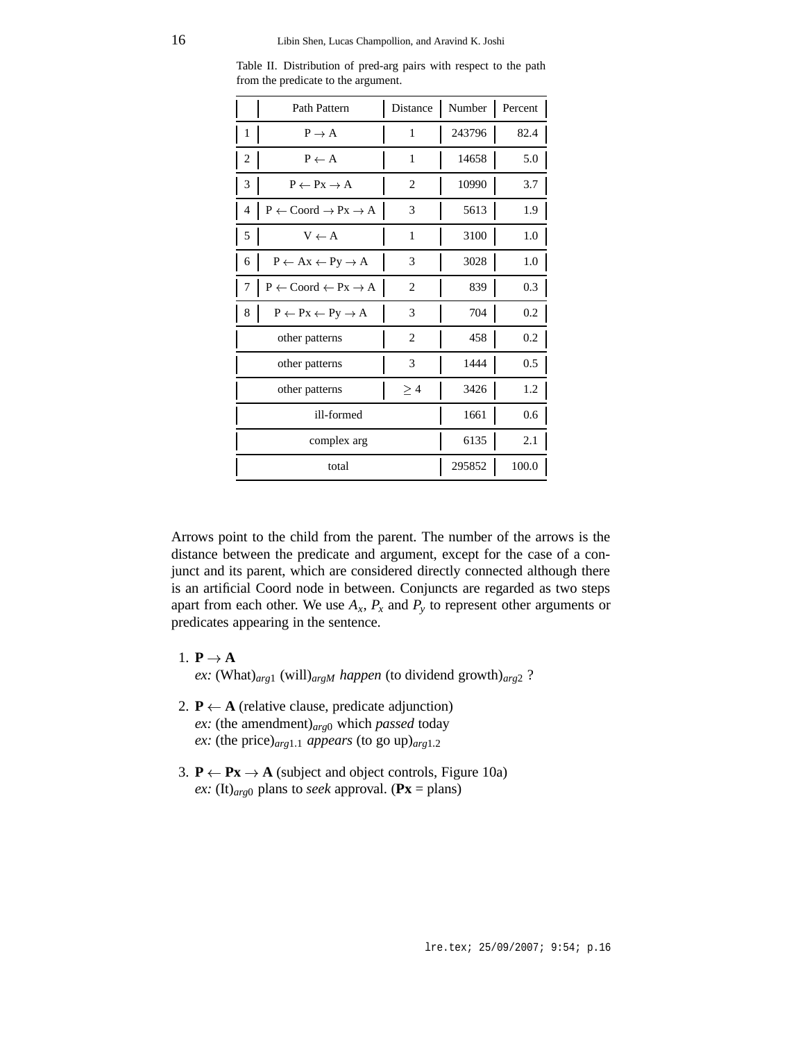Table II. Distribution of pred-arg pairs with respect to the path from the predicate to the argument.

| | Path Pattern | Distance | Number | Percent |
|---|---|---|---|---|
| 1 | P → A | 1 | 243796 | 82.4 |
| 2 | P ← A | 1 | 14658 | 5.0 |
| 3 | P ← Px → A | 2 | 10990 | 3.7 |
| 4 | P ← Coord → Px → A | 3 | 5613 | 1.9 |
| 5 | V ← A | 1 | 3100 | 1.0 |
| 6 | P ← Ax ← Py → A | 3 | 3028 | 1.0 |
| 7 | P ← Coord ← Px → A | 2 | 839 | 0.3 |
| 8 | P ← Px ← Py → A | 3 | 704 | 0.2 |
| | other patterns | 2 | 458 | 0.2 |
| | other patterns | 3 | 1444 | 0.5 |
| | other patterns | ≥ 4 | 3426 | 1.2 |
| | ill-formed | | 1661 | 0.6 |
| | complex arg | | 6135 | 2.1 |
| | total | | 295852 | 100.0 |

Arrows point to the child from the parent. The number of the arrows is the distance between the predicate and argument, except for the case of a conjunct and its parent, which are considered directly connected although there is an artificial Coord node in between. Conjuncts are regarded as two steps apart from each other. We use $A_x$, $P_x$ and $P_y$ to represent other arguments or predicates appearing in the sentence.

1. **P → A**
   *ex:* (What)$_{arg1}$ (will)$_{argM}$ *happen* (to dividend growth)$_{arg2}$ ?

2. **P ← A** (relative clause, predicate adjunction)
   *ex:* (the amendment)$_{arg0}$ which *passed* today
   *ex:* (the price)$_{arg1.1}$ *appears* (to go up)$_{arg1.2}$

3. **P ← Px → A** (subject and object controls, Figure 10a)
   *ex:* (It)$_{arg0}$ plans to *seek* approval. (**Px** = plans)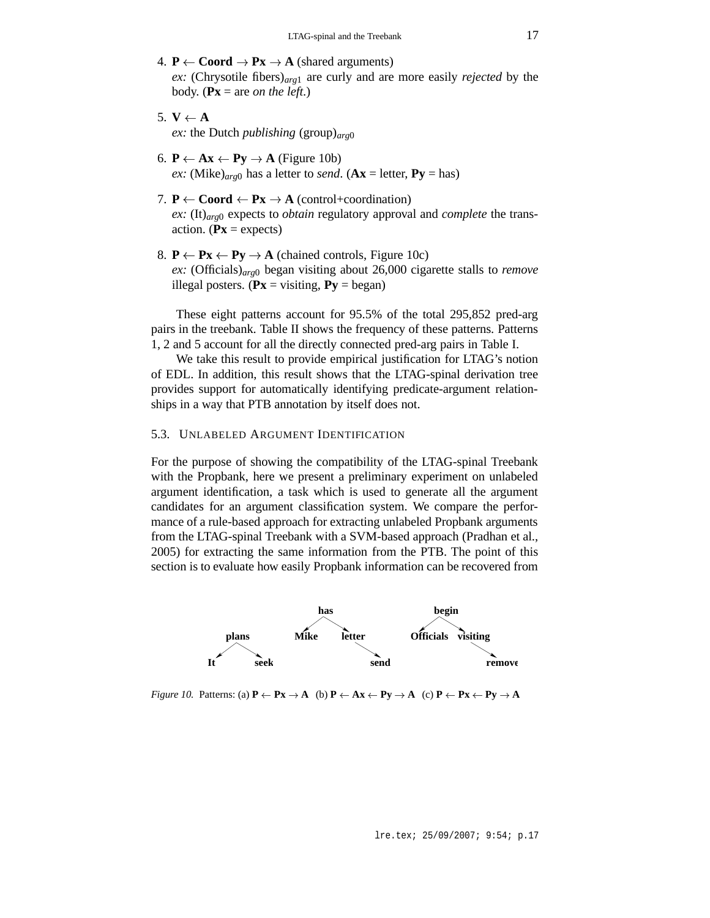4. **P** ← **Coord** → **Px** → **A** (shared arguments)
   *ex:* (Chrysotile fibers)$_{arg1}$ are curly and are more easily *rejected* by the body. (**Px** = are *on the left*.)

5. **V** ← **A**
   *ex:* the Dutch *publishing* (group)$_{arg0}$

6. **P** ← **Ax** ← **Py** → **A** (Figure 10b)
   *ex:* (Mike)$_{arg0}$ has a letter to *send*. (**Ax** = letter, **Py** = has)

7. **P** ← **Coord** ← **Px** → **A** (control+coordination)
   *ex:* (It)$_{arg0}$ expects to *obtain* regulatory approval and *complete* the transaction. (**Px** = expects)

8. **P** ← **Px** ← **Py** → **A** (chained controls, Figure 10c)
   *ex:* (Officials)$_{arg0}$ began visiting about 26,000 cigarette stalls to *remove* illegal posters. (**Px** = visiting, **Py** = began)

These eight patterns account for 95.5% of the total 295,852 pred-arg pairs in the treebank. Table II shows the frequency of these patterns. Patterns 1, 2 and 5 account for all the directly connected pred-arg pairs in Table I.

We take this result to provide empirical justification for LTAG's notion of EDL. In addition, this result shows that the LTAG-spinal derivation tree provides support for automatically identifying predicate-argument relationships in a way that PTB annotation by itself does not.

### 5.3. Unlabeled Argument Identification

For the purpose of showing the compatibility of the LTAG-spinal Treebank with the Propbank, here we present a preliminary experiment on unlabeled argument identification, a task which is used to generate all the argument candidates for an argument classification system. We compare the performance of a rule-based approach for extracting unlabeled Propbank arguments from the LTAG-spinal Treebank with a SVM-based approach (Pradhan et al., 2005) for extracting the same information from the PTB. The point of this section is to evaluate how easily Propbank information can be recovered from

*Figure 10.* Patterns: (a) **P** ← **Px** → **A** (b) **P** ← **Ax** ← **Py** → **A** (c) **P** ← **Px** ← **Py** → **A**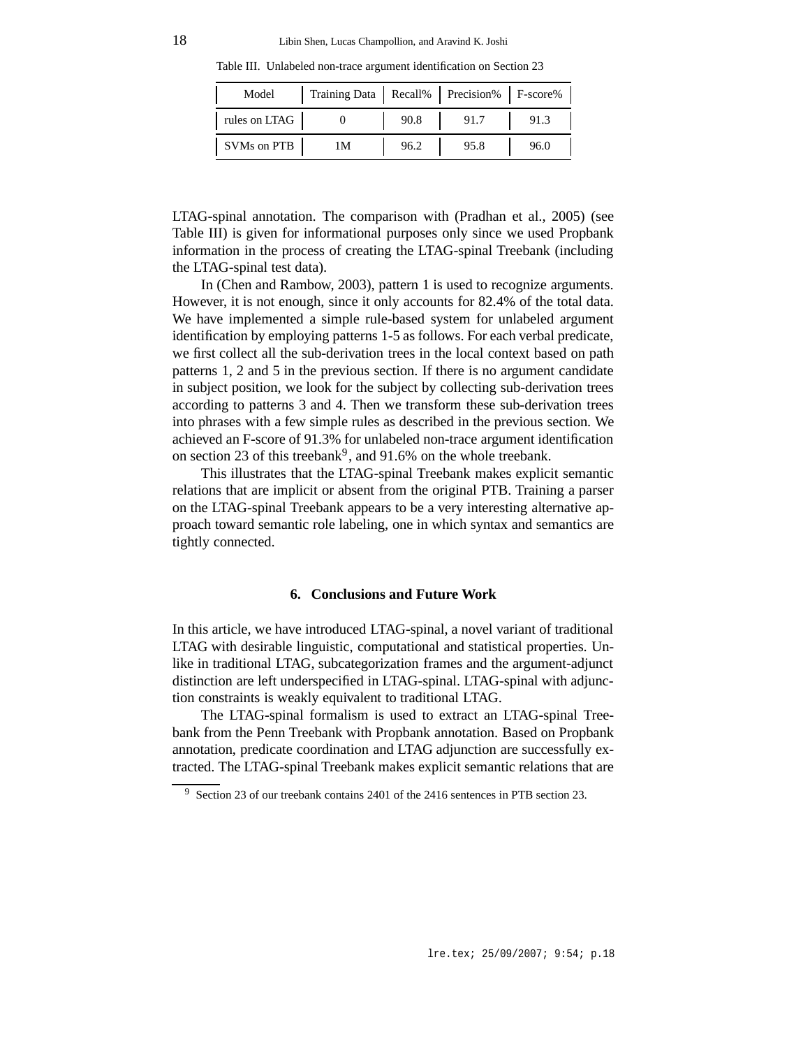Table III. Unlabeled non-trace argument identification on Section 23

| Model | Training Data | Recall% | Precision% | F-score% |
|---|---|---|---|---|
| rules on LTAG | 0 | 90.8 | 91.7 | 91.3 |
| SVMs on PTB | 1M | 96.2 | 95.8 | 96.0 |

LTAG-spinal annotation. The comparison with (Pradhan et al., 2005) (see Table III) is given for informational purposes only since we used Propbank information in the process of creating the LTAG-spinal Treebank (including the LTAG-spinal test data).

In (Chen and Rambow, 2003), pattern 1 is used to recognize arguments. However, it is not enough, since it only accounts for 82.4% of the total data. We have implemented a simple rule-based system for unlabeled argument identification by employing patterns 1-5 as follows. For each verbal predicate, we first collect all the sub-derivation trees in the local context based on path patterns 1, 2 and 5 in the previous section. If there is no argument candidate in subject position, we look for the subject by collecting sub-derivation trees according to patterns 3 and 4. Then we transform these sub-derivation trees into phrases with a few simple rules as described in the previous section. We achieved an F-score of 91.3% for unlabeled non-trace argument identification on section 23 of this treebank[9], and 91.6% on the whole treebank.

This illustrates that the LTAG-spinal Treebank makes explicit semantic relations that are implicit or absent from the original PTB. Training a parser on the LTAG-spinal Treebank appears to be a very interesting alternative approach toward semantic role labeling, one in which syntax and semantics are tightly connected.

## 6. Conclusions and Future Work

In this article, we have introduced LTAG-spinal, a novel variant of traditional LTAG with desirable linguistic, computational and statistical properties. Unlike in traditional LTAG, subcategorization frames and the argument-adjunct distinction are left underspecified in LTAG-spinal. LTAG-spinal with adjunction constraints is weakly equivalent to traditional LTAG.

The LTAG-spinal formalism is used to extract an LTAG-spinal Treebank from the Penn Treebank with Propbank annotation. Based on Propbank annotation, predicate coordination and LTAG adjunction are successfully extracted. The LTAG-spinal Treebank makes explicit semantic relations that are

[9] Section 23 of our treebank contains 2401 of the 2416 sentences in PTB section 23.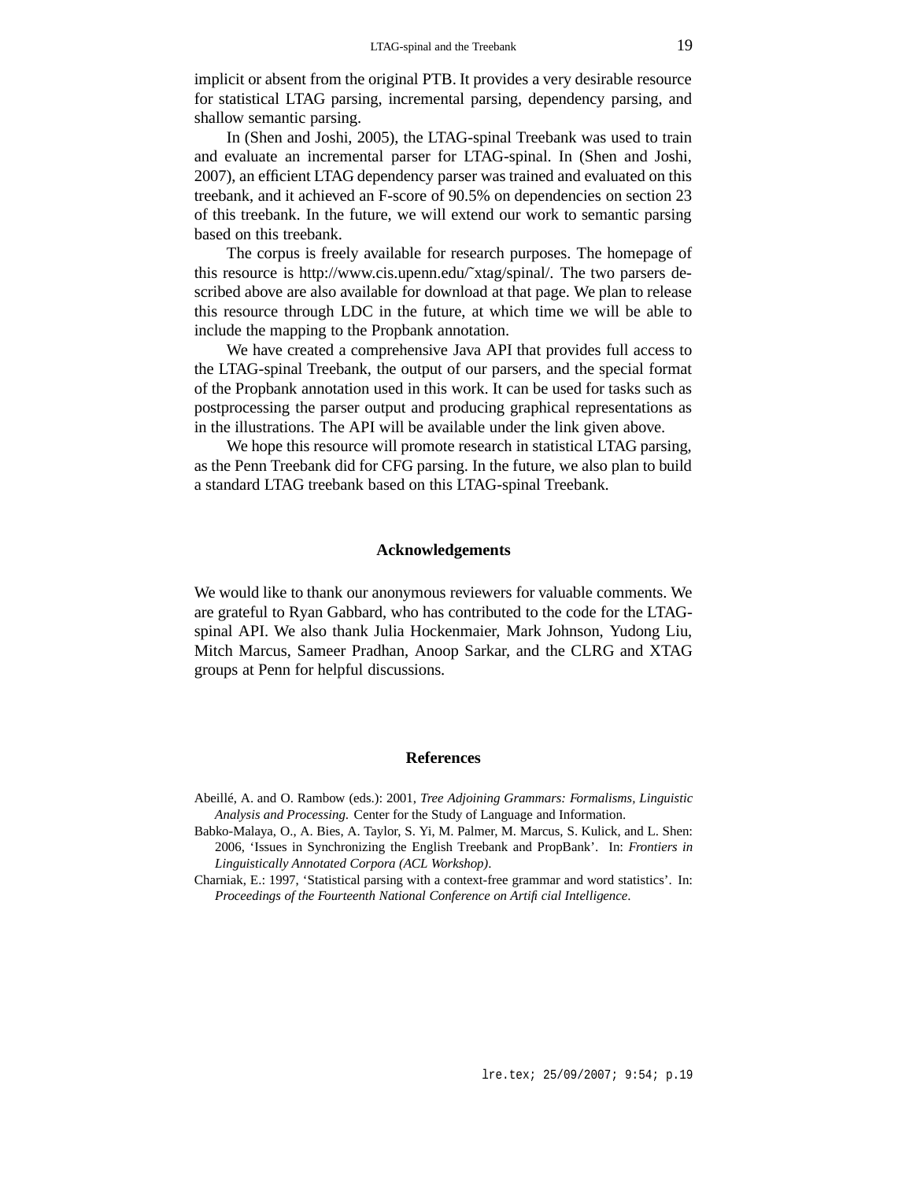implicit or absent from the original PTB. It provides a very desirable resource for statistical LTAG parsing, incremental parsing, dependency parsing, and shallow semantic parsing.

In (Shen and Joshi, 2005), the LTAG-spinal Treebank was used to train and evaluate an incremental parser for LTAG-spinal. In (Shen and Joshi, 2007), an efficient LTAG dependency parser was trained and evaluated on this treebank, and it achieved an F-score of 90.5% on dependencies on section 23 of this treebank. In the future, we will extend our work to semantic parsing based on this treebank.

The corpus is freely available for research purposes. The homepage of this resource is http://www.cis.upenn.edu/˜xtag/spinal/. The two parsers described above are also available for download at that page. We plan to release this resource through LDC in the future, at which time we will be able to include the mapping to the Propbank annotation.

We have created a comprehensive Java API that provides full access to the LTAG-spinal Treebank, the output of our parsers, and the special format of the Propbank annotation used in this work. It can be used for tasks such as postprocessing the parser output and producing graphical representations as in the illustrations. The API will be available under the link given above.

We hope this resource will promote research in statistical LTAG parsing, as the Penn Treebank did for CFG parsing. In the future, we also plan to build a standard LTAG treebank based on this LTAG-spinal Treebank.

## Acknowledgements

We would like to thank our anonymous reviewers for valuable comments. We are grateful to Ryan Gabbard, who has contributed to the code for the LTAG-spinal API. We also thank Julia Hockenmaier, Mark Johnson, Yudong Liu, Mitch Marcus, Sameer Pradhan, Anoop Sarkar, and the CLRG and XTAG groups at Penn for helpful discussions.

## References

Abeillé, A. and O. Rambow (eds.): 2001, *Tree Adjoining Grammars: Formalisms, Linguistic Analysis and Processing.* Center for the Study of Language and Information.

Babko-Malaya, O., A. Bies, A. Taylor, S. Yi, M. Palmer, M. Marcus, S. Kulick, and L. Shen: 2006, 'Issues in Synchronizing the English Treebank and PropBank'. In: *Frontiers in Linguistically Annotated Corpora (ACL Workshop)*.

Charniak, E.: 1997, 'Statistical parsing with a context-free grammar and word statistics'. In: *Proceedings of the Fourteenth National Conference on Artificial Intelligence*.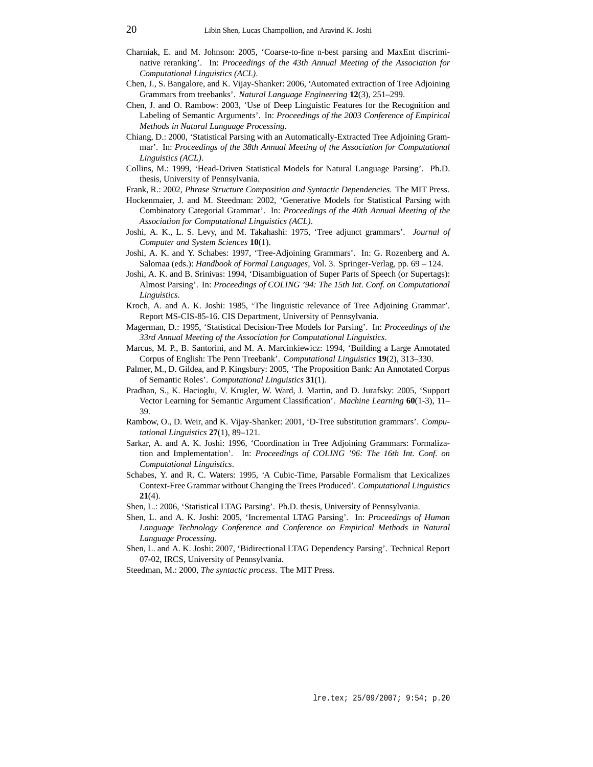Charniak, E. and M. Johnson: 2005, 'Coarse-to-fine n-best parsing and MaxEnt discriminative reranking'. In: *Proceedings of the 43th Annual Meeting of the Association for Computational Linguistics (ACL)*.

Chen, J., S. Bangalore, and K. Vijay-Shanker: 2006, 'Automated extraction of Tree Adjoining Grammars from treebanks'. *Natural Language Engineering* **12**(3), 251–299.

Chen, J. and O. Rambow: 2003, 'Use of Deep Linguistic Features for the Recognition and Labeling of Semantic Arguments'. In: *Proceedings of the 2003 Conference of Empirical Methods in Natural Language Processing*.

Chiang, D.: 2000, 'Statistical Parsing with an Automatically-Extracted Tree Adjoining Grammar'. In: *Proceedings of the 38th Annual Meeting of the Association for Computational Linguistics (ACL)*.

Collins, M.: 1999, 'Head-Driven Statistical Models for Natural Language Parsing'. Ph.D. thesis, University of Pennsylvania.

Frank, R.: 2002, *Phrase Structure Composition and Syntactic Dependencies*. The MIT Press.

Hockenmaier, J. and M. Steedman: 2002, 'Generative Models for Statistical Parsing with Combinatory Categorial Grammar'. In: *Proceedings of the 40th Annual Meeting of the Association for Computational Linguistics (ACL)*.

Joshi, A. K., L. S. Levy, and M. Takahashi: 1975, 'Tree adjunct grammars'. *Journal of Computer and System Sciences* **10**(1).

Joshi, A. K. and Y. Schabes: 1997, 'Tree-Adjoining Grammars'. In: G. Rozenberg and A. Salomaa (eds.): *Handbook of Formal Languages*, Vol. 3. Springer-Verlag, pp. 69 – 124.

Joshi, A. K. and B. Srinivas: 1994, 'Disambiguation of Super Parts of Speech (or Supertags): Almost Parsing'. In: *Proceedings of COLING '94: The 15th Int. Conf. on Computational Linguistics*.

Kroch, A. and A. K. Joshi: 1985, 'The linguistic relevance of Tree Adjoining Grammar'. Report MS-CIS-85-16. CIS Department, University of Pennsylvania.

Magerman, D.: 1995, 'Statistical Decision-Tree Models for Parsing'. In: *Proceedings of the 33rd Annual Meeting of the Association for Computational Linguistics*.

Marcus, M. P., B. Santorini, and M. A. Marcinkiewicz: 1994, 'Building a Large Annotated Corpus of English: The Penn Treebank'. *Computational Linguistics* **19**(2), 313–330.

Palmer, M., D. Gildea, and P. Kingsbury: 2005, 'The Proposition Bank: An Annotated Corpus of Semantic Roles'. *Computational Linguistics* **31**(1).

Pradhan, S., K. Hacioglu, V. Krugler, W. Ward, J. Martin, and D. Jurafsky: 2005, 'Support Vector Learning for Semantic Argument Classification'. *Machine Learning* **60**(1-3), 11–39.

Rambow, O., D. Weir, and K. Vijay-Shanker: 2001, 'D-Tree substitution grammars'. *Computational Linguistics* **27**(1), 89–121.

Sarkar, A. and A. K. Joshi: 1996, 'Coordination in Tree Adjoining Grammars: Formalization and Implementation'. In: *Proceedings of COLING '96: The 16th Int. Conf. on Computational Linguistics*.

Schabes, Y. and R. C. Waters: 1995, 'A Cubic-Time, Parsable Formalism that Lexicalizes Context-Free Grammar without Changing the Trees Produced'. *Computational Linguistics* **21**(4).

Shen, L.: 2006, 'Statistical LTAG Parsing'. Ph.D. thesis, University of Pennsylvania.

Shen, L. and A. K. Joshi: 2005, 'Incremental LTAG Parsing'. In: *Proceedings of Human Language Technology Conference and Conference on Empirical Methods in Natural Language Processing*.

Shen, L. and A. K. Joshi: 2007, 'Bidirectional LTAG Dependency Parsing'. Technical Report 07-02, IRCS, University of Pennsylvania.

Steedman, M.: 2000, *The syntactic process*. The MIT Press.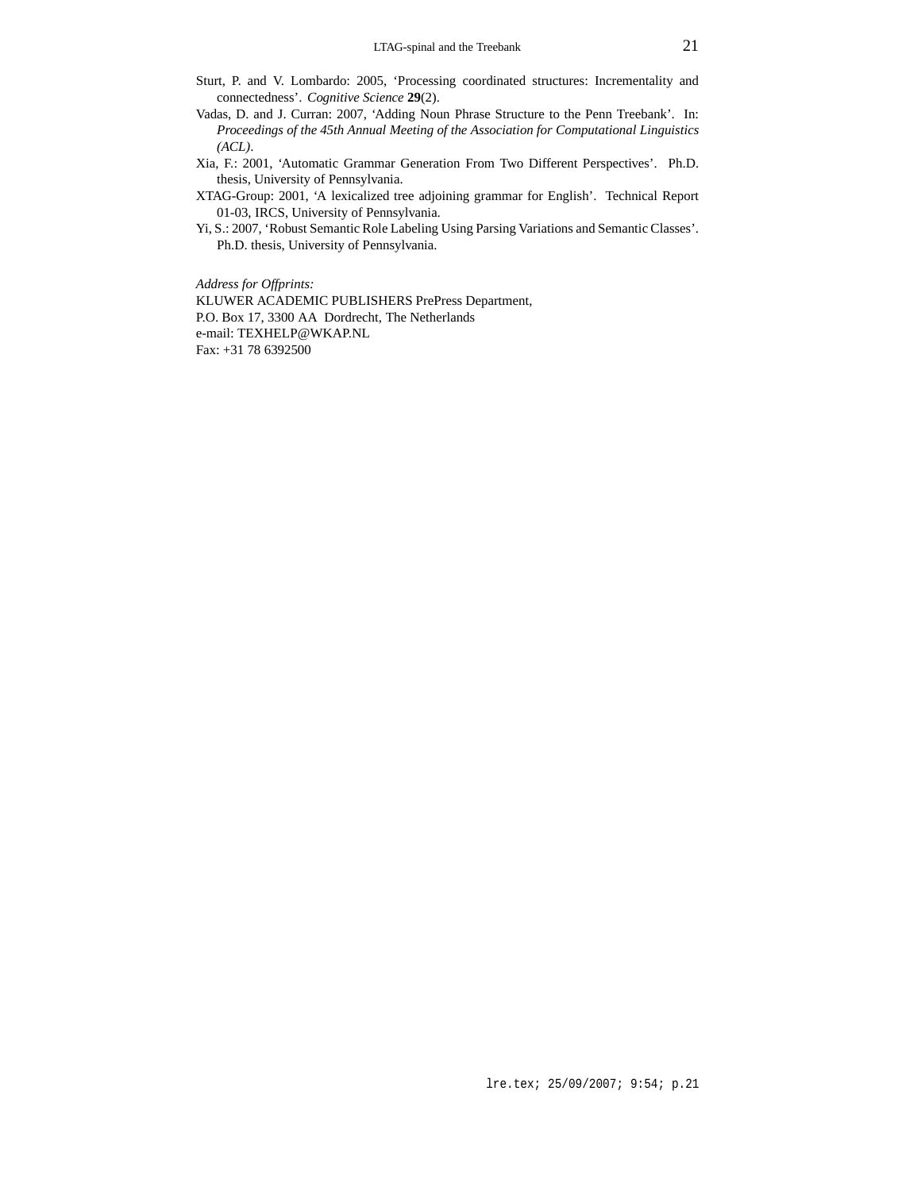Sturt, P. and V. Lombardo: 2005, 'Processing coordinated structures: Incrementality and connectedness'. *Cognitive Science* **29**(2).

Vadas, D. and J. Curran: 2007, 'Adding Noun Phrase Structure to the Penn Treebank'. In: *Proceedings of the 45th Annual Meeting of the Association for Computational Linguistics (ACL)*.

Xia, F.: 2001, 'Automatic Grammar Generation From Two Different Perspectives'. Ph.D. thesis, University of Pennsylvania.

XTAG-Group: 2001, 'A lexicalized tree adjoining grammar for English'. Technical Report 01-03, IRCS, University of Pennsylvania.

Yi, S.: 2007, 'Robust Semantic Role Labeling Using Parsing Variations and Semantic Classes'. Ph.D. thesis, University of Pennsylvania.

*Address for Offprints:*
KLUWER ACADEMIC PUBLISHERS PrePress Department,
P.O. Box 17, 3300 AA Dordrecht, The Netherlands
e-mail: TEXHELP@WKAP.NL
Fax: +31 78 6392500